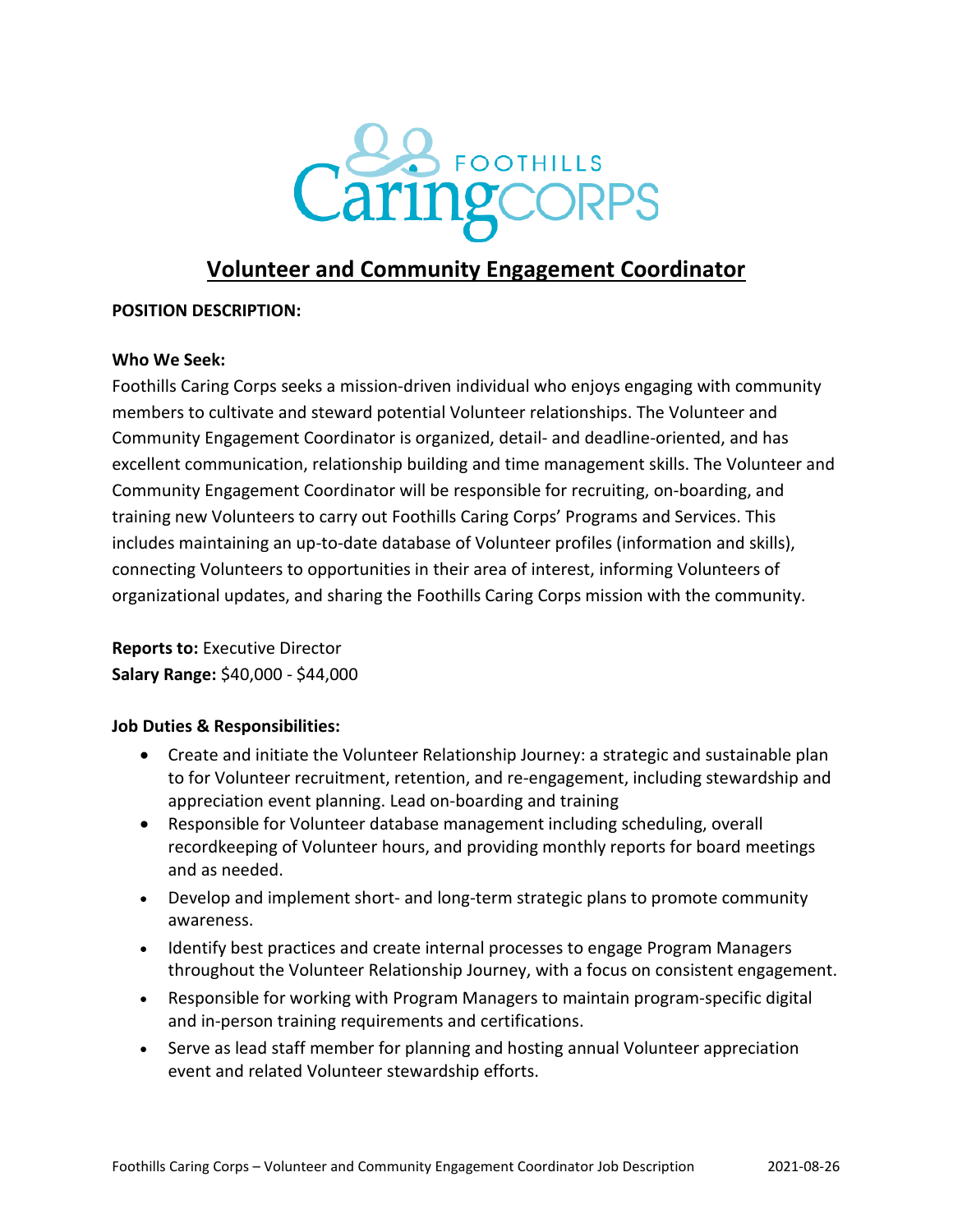FOOTHILLS Caring CORPS

# Volunteer and Community Engagement Coordinator

**POSITION DESCRIPTION:**

**Who We Seek:**
Foothills Caring Corps seeks a mission-driven individual who enjoys engaging with community members to cultivate and steward potential Volunteer relationships. The Volunteer and Community Engagement Coordinator is organized, detail- and deadline-oriented, and has excellent communication, relationship building and time management skills. The Volunteer and Community Engagement Coordinator will be responsible for recruiting, on-boarding, and training new Volunteers to carry out Foothills Caring Corps' Programs and Services. This includes maintaining an up-to-date database of Volunteer profiles (information and skills), connecting Volunteers to opportunities in their area of interest, informing Volunteers of organizational updates, and sharing the Foothills Caring Corps mission with the community.

**Reports to:** Executive Director
**Salary Range:** $40,000 - $44,000

**Job Duties & Responsibilities:**

- Create and initiate the Volunteer Relationship Journey: a strategic and sustainable plan to for Volunteer recruitment, retention, and re-engagement, including stewardship and appreciation event planning. Lead on-boarding and training
- Responsible for Volunteer database management including scheduling, overall recordkeeping of Volunteer hours, and providing monthly reports for board meetings and as needed.
- Develop and implement short- and long-term strategic plans to promote community awareness.
- Identify best practices and create internal processes to engage Program Managers throughout the Volunteer Relationship Journey, with a focus on consistent engagement.
- Responsible for working with Program Managers to maintain program-specific digital and in-person training requirements and certifications.
- Serve as lead staff member for planning and hosting annual Volunteer appreciation event and related Volunteer stewardship efforts.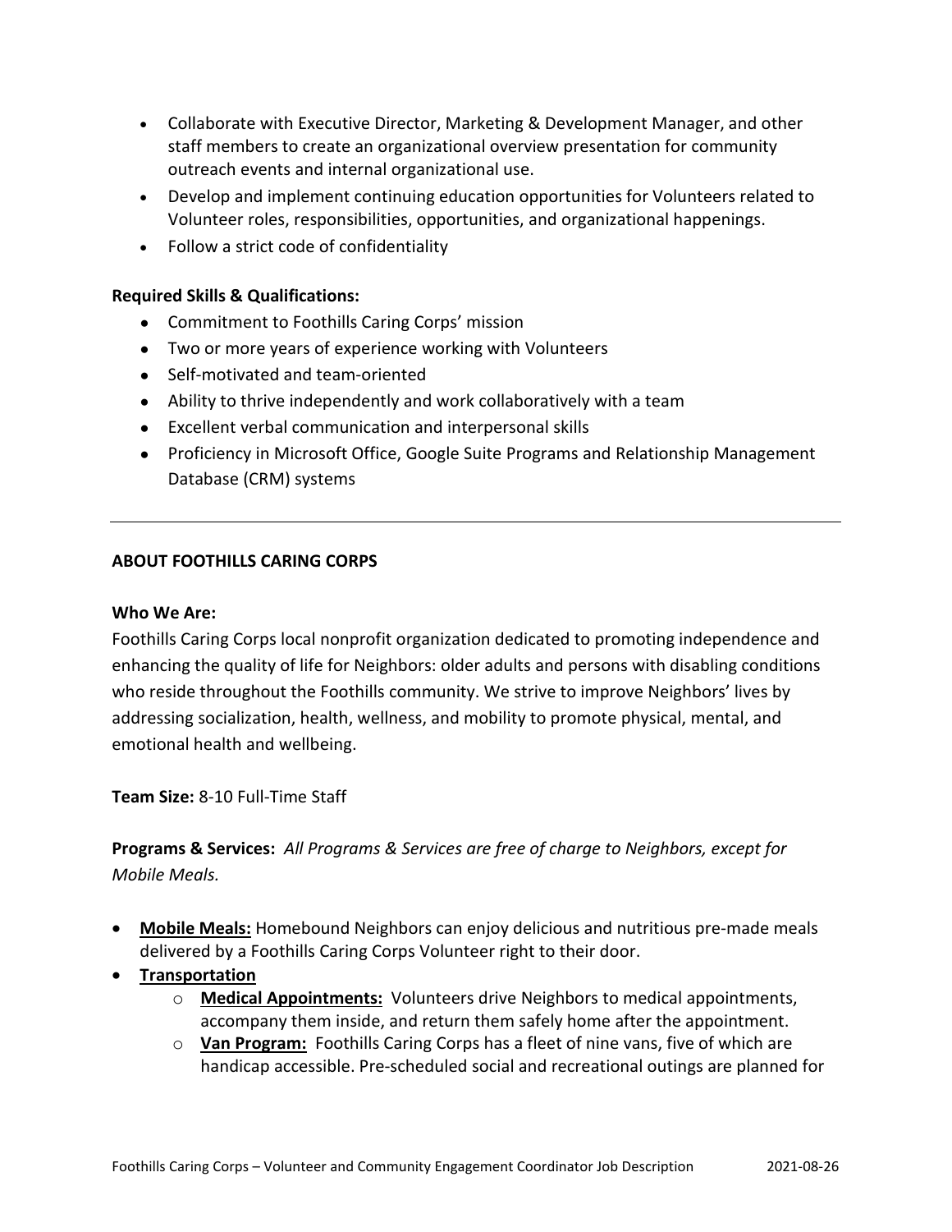- Collaborate with Executive Director, Marketing & Development Manager, and other staff members to create an organizational overview presentation for community outreach events and internal organizational use.
- Develop and implement continuing education opportunities for Volunteers related to Volunteer roles, responsibilities, opportunities, and organizational happenings.
- Follow a strict code of confidentiality

**Required Skills & Qualifications:**

- Commitment to Foothills Caring Corps' mission
- Two or more years of experience working with Volunteers
- Self-motivated and team-oriented
- Ability to thrive independently and work collaboratively with a team
- Excellent verbal communication and interpersonal skills
- Proficiency in Microsoft Office, Google Suite Programs and Relationship Management Database (CRM) systems

---

## ABOUT FOOTHILLS CARING CORPS

**Who We Are:**
Foothills Caring Corps local nonprofit organization dedicated to promoting independence and enhancing the quality of life for Neighbors: older adults and persons with disabling conditions who reside throughout the Foothills community. We strive to improve Neighbors' lives by addressing socialization, health, wellness, and mobility to promote physical, mental, and emotional health and wellbeing.

**Team Size:** 8-10 Full-Time Staff

**Programs & Services:** *All Programs & Services are free of charge to Neighbors, except for Mobile Meals.*

- **Mobile Meals:** Homebound Neighbors can enjoy delicious and nutritious pre-made meals delivered by a Foothills Caring Corps Volunteer right to their door.
- **Transportation**
  - **Medical Appointments:** Volunteers drive Neighbors to medical appointments, accompany them inside, and return them safely home after the appointment.
  - **Van Program:** Foothills Caring Corps has a fleet of nine vans, five of which are handicap accessible. Pre-scheduled social and recreational outings are planned for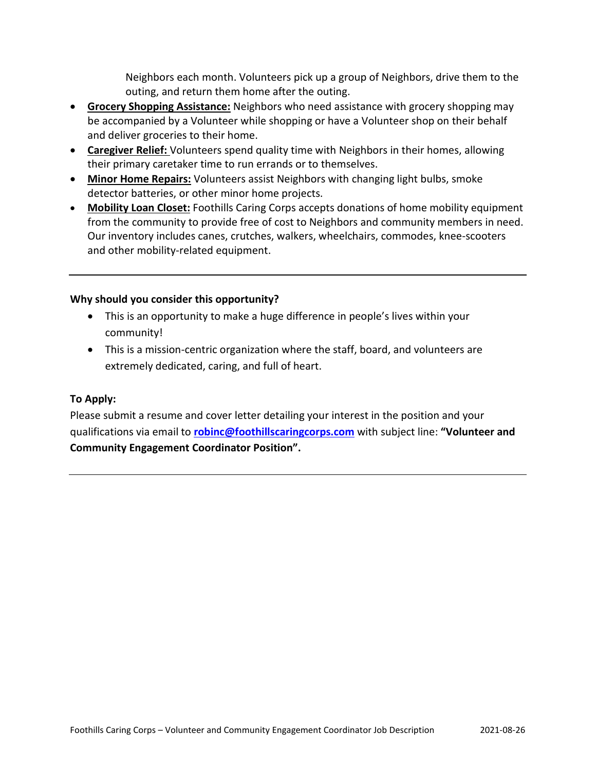Neighbors each month. Volunteers pick up a group of Neighbors, drive them to the outing, and return them home after the outing.

- **Grocery Shopping Assistance:** Neighbors who need assistance with grocery shopping may be accompanied by a Volunteer while shopping or have a Volunteer shop on their behalf and deliver groceries to their home.
- **Caregiver Relief:** Volunteers spend quality time with Neighbors in their homes, allowing their primary caretaker time to run errands or to themselves.
- **Minor Home Repairs:** Volunteers assist Neighbors with changing light bulbs, smoke detector batteries, or other minor home projects.
- **Mobility Loan Closet:** Foothills Caring Corps accepts donations of home mobility equipment from the community to provide free of cost to Neighbors and community members in need. Our inventory includes canes, crutches, walkers, wheelchairs, commodes, knee-scooters and other mobility-related equipment.

---

**Why should you consider this opportunity?**

- This is an opportunity to make a huge difference in people's lives within your community!
- This is a mission-centric organization where the staff, board, and volunteers are extremely dedicated, caring, and full of heart.

**To Apply:**

Please submit a resume and cover letter detailing your interest in the position and your qualifications via email to **robinc@foothillscaringcorps.com** with subject line: **"Volunteer and Community Engagement Coordinator Position".**

---

Foothills Caring Corps – Volunteer and Community Engagement Coordinator Job Description 2021-08-26